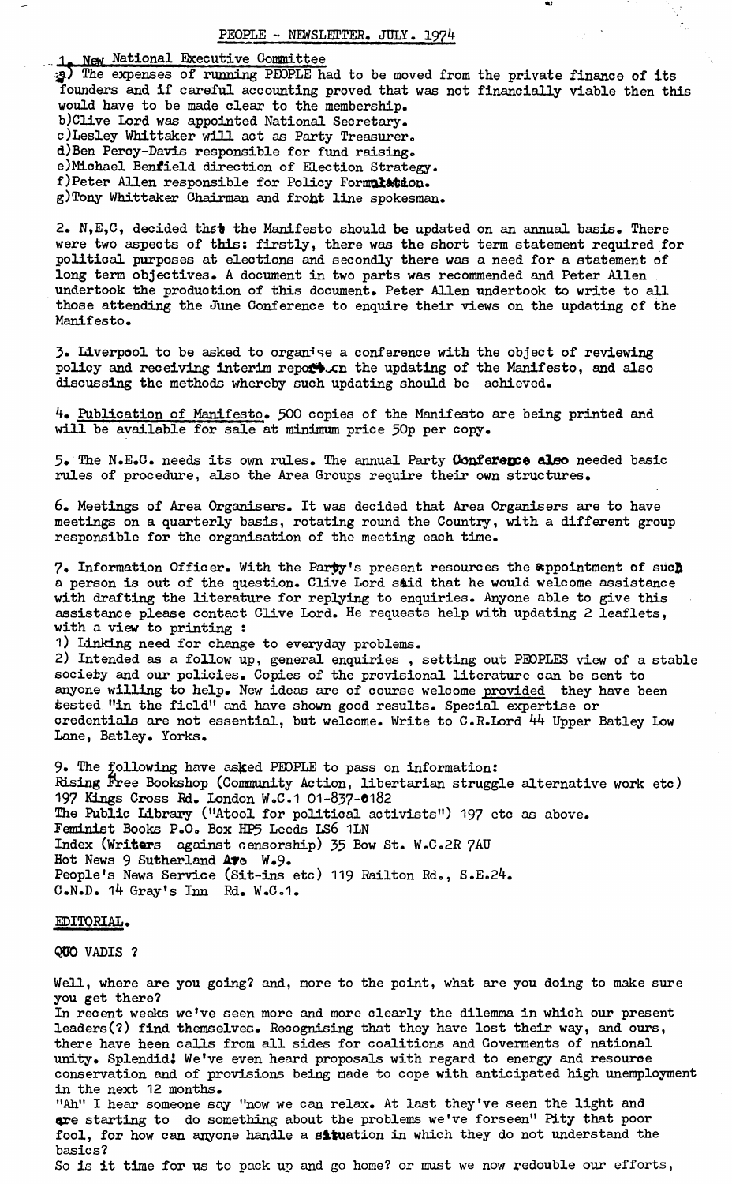# PEOPLE - NEWSLETTER. JULY. 1974

## 1. New National Executive Committee

a) The expenses of running PEOPLE had to be moved from the private finance of its founders and if careful accounting proved that was not financially viable then this would have to be made clear to the membership.
b) Clive Lord was appointed National Secretary.
c) Lesley Whittaker will act as Party Treasurer.
d) Ben Percy-Davis responsible for fund raising.
e) Michael Benfield direction of Election Strategy.
f) Peter Allen responsible for Policy Formulation.
g) Tony Whittaker Chairman and front line spokesman.

2. N,E,C, decided that the Manifesto should be updated on an annual basis. There were two aspects of this: firstly, there was the short term statement required for political purposes at elections and secondly there was a need for a statement of long term objectives. A document in two parts was recommended and Peter Allen undertook the production of this document. Peter Allen undertook to write to all those attending the June Conference to enquire their views on the updating of the Manifesto.

3. Liverpool to be asked to organise a conference with the object of reviewing policy and receiving interim reports on the updating of the Manifesto, and also discussing the methods whereby such updating should be achieved.

4. Publication of Manifesto. 500 copies of the Manifesto are being printed and will be available for sale at minimum price 50p per copy.

5. The N.E.C. needs its own rules. The annual Party Conference also needed basic rules of procedure, also the Area Groups require their own structures.

6. Meetings of Area Organisers. It was decided that Area Organisers are to have meetings on a quarterly basis, rotating round the Country, with a different group responsible for the organisation of the meeting each time.

7. Information Officer. With the Party's present resources the appointment of such a person is out of the question. Clive Lord said that he would welcome assistance with drafting the literature for replying to enquiries. Anyone able to give this assistance please contact Clive Lord. He requests help with updating 2 leaflets, with a view to printing :
1) Linking need for change to everyday problems.
2) Intended as a follow up, general enquiries , setting out PEOPLES view of a stable society and our policies. Copies of the provisional literature can be sent to anyone willing to help. New ideas are of course welcome provided they have been tested "in the field" and have shown good results. Special expertise or credentials are not essential, but welcome. Write to C.R.Lord 44 Upper Batley Low Lane, Batley. Yorks.

9. The following have asked PEOPLE to pass on information:
Rising Free Bookshop (Community Action, libertarian struggle alternative work etc) 197 Kings Cross Rd. London W.C.1 01-837-0182
The Public Library ("Atool for political activists") 197 etc as above.
Feminist Books P.O. Box HP5 Leeds LS6 1LN
Index (Writers against censorship) 35 Bow St. W.C.2R 7AU
Hot News 9 Sutherland Ave W.9.
People's News Service (Sit-ins etc) 119 Railton Rd., S.E.24.
C.N.D. 14 Gray's Inn Rd. W.C.1.

## EDITORIAL.

### QUO VADIS ?

Well, where are you going? and, more to the point, what are you doing to make sure you get there?
In recent weeks we've seen more and more clearly the dilemma in which our present leaders(?) find themselves. Recognising that they have lost their way, and ours, there have been calls from all sides for coalitions and Goverments of national unity. Splendid! We've even heard proposals with regard to energy and resource conservation and of provisions being made to cope with anticipated high unemployment in the next 12 months.
"Ah" I hear someone say "now we can relax. At last they've seen the light and are starting to do something about the problems we've forseen" Pity that poor fool, for how can anyone handle a situation in which they do not understand the basics?
So is it time for us to pack up and go home? or must we now redouble our efforts,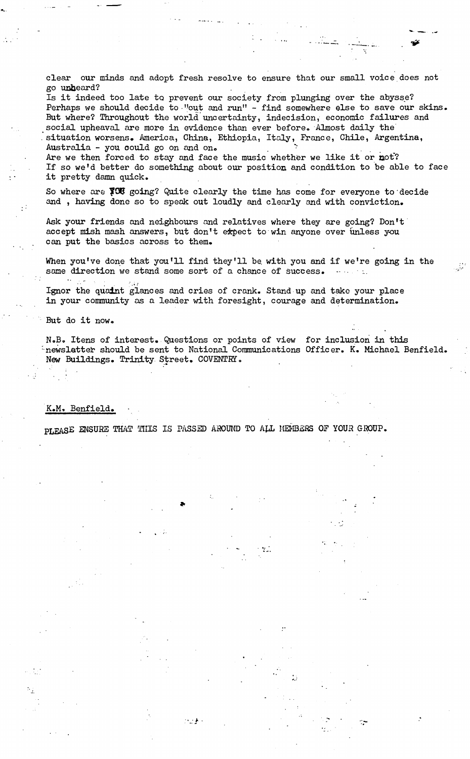clear our minds and adopt fresh resolve to ensure that our small voice does not go unheard?
Is it indeed too late to prevent our society from plunging over the abysse?
Perhaps we should decide to "cut and run" - find somewhere else to save our skins.
But where? Throughout the world uncertainty, indecision, economic failures and social upheaval are more in evidence than ever before. Almost daily the situation worsens. America, China, Ethiopia, Italy, France, Chile, Argentina, Australia - you could go on and on.
Are we then forced to stay and face the music whether we like it or not?
If so we'd better do something about our position and condition to be able to face it pretty damn quick.

So where are YOU going? Quite clearly the time has come for everyone to decide and , having done so to speak out loudly and clearly and with conviction.

Ask your friends and neighbours and relatives where they are going? Don't accept mish mash answers, but don't expect to win anyone over unless you can put the basics across to them.

When you've done that you'll find they'll be with you and if we're going in the same direction we stand some sort of a chance of success.

Ignor the quaint glances and cries of crank. Stand up and take your place in your community as a leader with foresight, courage and determination.

But do it now.

N.B. Itens of interest. Questions or points of view for inclusion in this newsletter should be sent to National Communications Officer. K. Michael Benfield. New Buildings. Trinity Street. COVENTRY.

K.M. Benfield.

PLEASE ENSURE THAT THIS IS PASSED AROUND TO ALL MEMBERS OF YOUR GROUP.